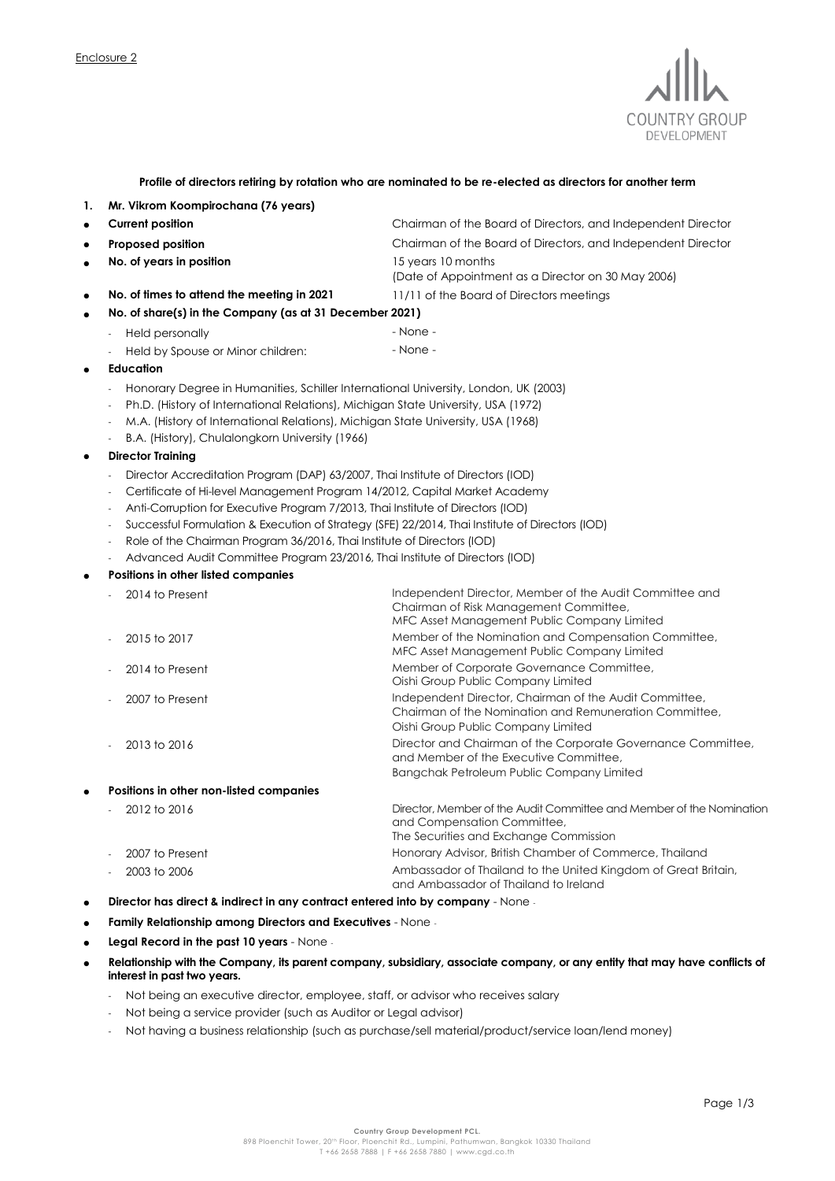Enclosure 2

**Profile of directors retiring by rotation who are nominated to be re-elected as directors for another term**

**1. Mr. Vikrom Koompirochana (76 years)**

- **Current position** Chairman of the Board of Directors, and Independent Director
- **Proposed position** Chairman of the Board of Directors, and Independent Director
- **No. of years in position** 15 years 10 months (Date of Appointment as a Director on 30 May 2006)
- **No. of times to attend the meeting in 2021** 11/11 of the Board of Directors meetings
- **No. of share(s) in the Company (as at 31 December 2021)**
  - Held personally - None -
  - Held by Spouse or Minor children: - None -
- **Education**
  - Honorary Degree in Humanities, Schiller International University, London, UK (2003)
  - Ph.D. (History of International Relations), Michigan State University, USA (1972)
  - M.A. (History of International Relations), Michigan State University, USA (1968)
  - B.A. (History), Chulalongkorn University (1966)
- **Director Training**
  - Director Accreditation Program (DAP) 63/2007, Thai Institute of Directors (IOD)
  - Certificate of Hi-level Management Program 14/2012, Capital Market Academy
  - Anti-Corruption for Executive Program 7/2013, Thai Institute of Directors (IOD)
  - Successful Formulation & Execution of Strategy (SFE) 22/2014, Thai Institute of Directors (IOD)
  - Role of the Chairman Program 36/2016, Thai Institute of Directors (IOD)
  - Advanced Audit Committee Program 23/2016, Thai Institute of Directors (IOD)
- **Positions in other listed companies**
  - 2014 to Present: Independent Director, Member of the Audit Committee and Chairman of Risk Management Committee, MFC Asset Management Public Company Limited
  - 2015 to 2017: Member of the Nomination and Compensation Committee, MFC Asset Management Public Company Limited
  - 2014 to Present: Member of Corporate Governance Committee, Oishi Group Public Company Limited
  - 2007 to Present: Independent Director, Chairman of the Audit Committee, Chairman of the Nomination and Remuneration Committee, Oishi Group Public Company Limited
  - 2013 to 2016: Director and Chairman of the Corporate Governance Committee, and Member of the Executive Committee, Bangchak Petroleum Public Company Limited
- **Positions in other non-listed companies**
  - 2012 to 2016: Director, Member of the Audit Committee and Member of the Nomination and Compensation Committee, The Securities and Exchange Commission
  - 2007 to Present: Honorary Advisor, British Chamber of Commerce, Thailand
  - 2003 to 2006: Ambassador of Thailand to the United Kingdom of Great Britain, and Ambassador of Thailand to Ireland
- **Director has direct & indirect in any contract entered into by company** - None -
- **Family Relationship among Directors and Executives** - None -
- **Legal Record in the past 10 years** - None -
- **Relationship with the Company, its parent company, subsidiary, associate company, or any entity that may have conflicts of interest in past two years.**
  - Not being an executive director, employee, staff, or advisor who receives salary
  - Not being a service provider (such as Auditor or Legal advisor)
  - Not having a business relationship (such as purchase/sell material/product/service loan/lend money)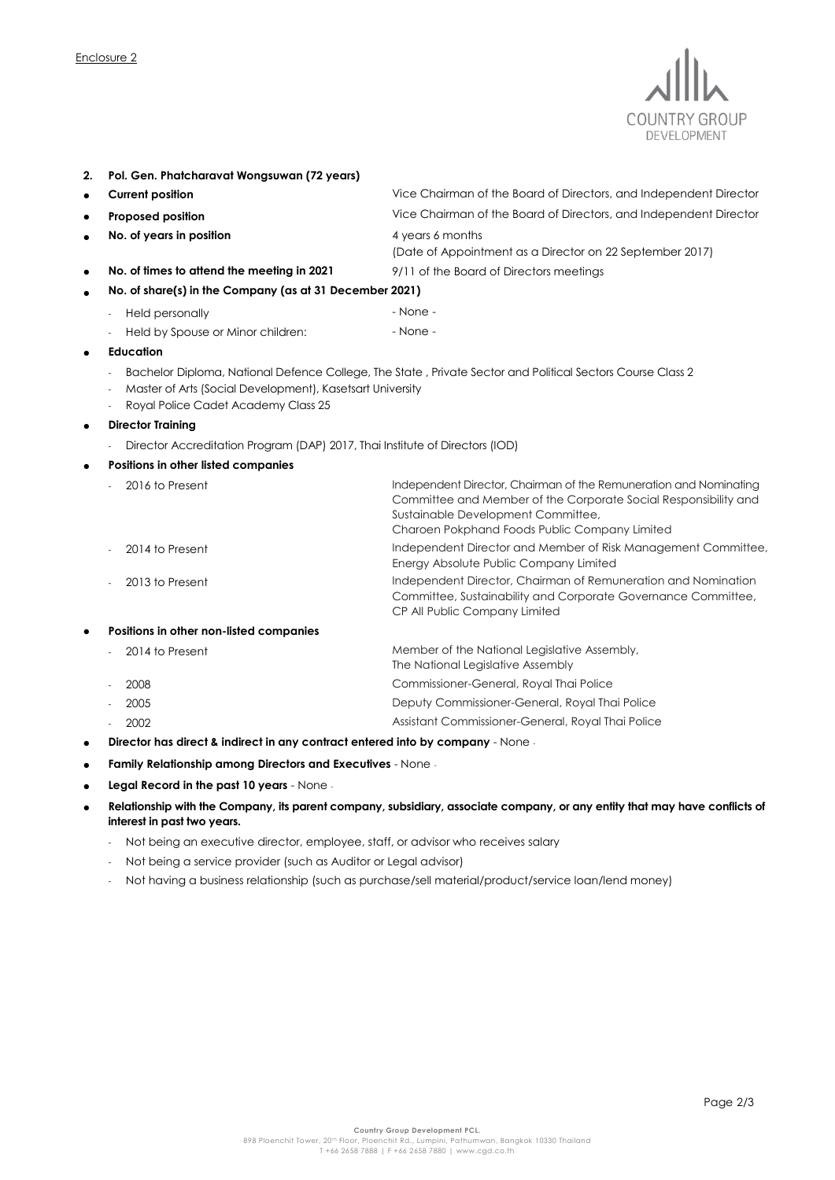Enclosure 2

2. **Pol. Gen. Phatcharavat Wongsuwan (72 years)**

- **Current position** Vice Chairman of the Board of Directors, and Independent Director
- **Proposed position** Vice Chairman of the Board of Directors, and Independent Director
- **No. of years in position** 4 years 6 months
  (Date of Appointment as a Director on 22 September 2017)
- **No. of times to attend the meeting in 2021** 9/11 of the Board of Directors meetings
- **No. of share(s) in the Company (as at 31 December 2021)**
  - Held personally - None -
  - Held by Spouse or Minor children: - None -
- **Education**
  - Bachelor Diploma, National Defence College, The State , Private Sector and Political Sectors Course Class 2
  - Master of Arts (Social Development), Kasetsart University
  - Royal Police Cadet Academy Class 25
- **Director Training**
  - Director Accreditation Program (DAP) 2017, Thai Institute of Directors (IOD)
- **Positions in other listed companies**
  - 2016 to Present: Independent Director, Chairman of the Remuneration and Nominating Committee and Member of the Corporate Social Responsibility and Sustainable Development Committee, Charoen Pokphand Foods Public Company Limited
  - 2014 to Present: Independent Director and Member of Risk Management Committee, Energy Absolute Public Company Limited
  - 2013 to Present: Independent Director, Chairman of Remuneration and Nomination Committee, Sustainability and Corporate Governance Committee, CP All Public Company Limited
- **Positions in other non-listed companies**
  - 2014 to Present: Member of the National Legislative Assembly, The National Legislative Assembly
  - 2008: Commissioner-General, Royal Thai Police
  - 2005: Deputy Commissioner-General, Royal Thai Police
  - 2002: Assistant Commissioner-General, Royal Thai Police
- **Director has direct & indirect in any contract entered into by company** - None -
- **Family Relationship among Directors and Executives** - None -
- **Legal Record in the past 10 years** - None -
- **Relationship with the Company, its parent company, subsidiary, associate company, or any entity that may have conflicts of interest in past two years.**
  - Not being an executive director, employee, staff, or advisor who receives salary
  - Not being a service provider (such as Auditor or Legal advisor)
  - Not having a business relationship (such as purchase/sell material/product/service loan/lend money)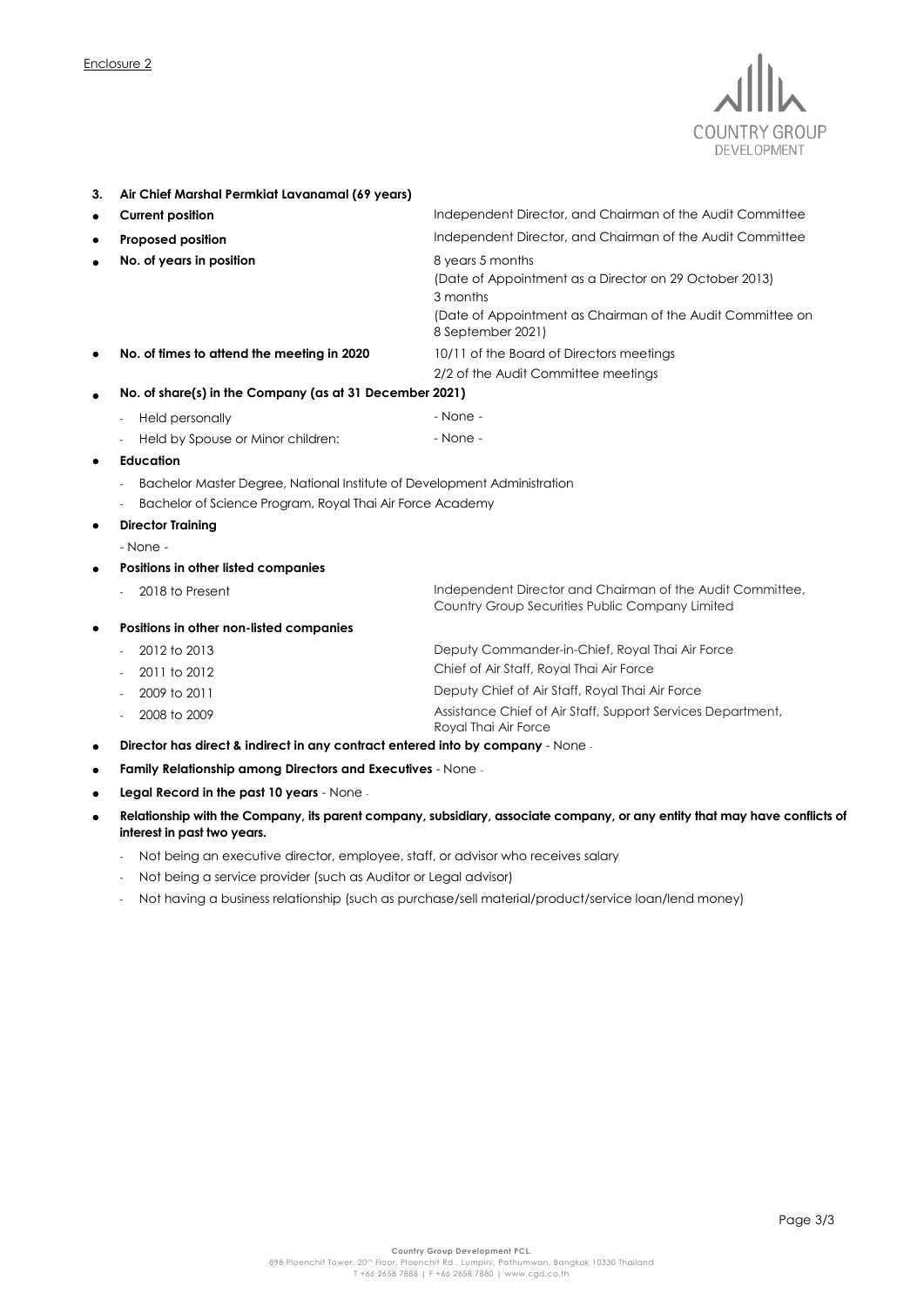Enclosure 2

3. **Air Chief Marshal Permkiat Lavanamal (69 years)**

- **Current position** — Independent Director, and Chairman of the Audit Committee
- **Proposed position** — Independent Director, and Chairman of the Audit Committee
- **No. of years in position** — 8 years 5 months (Date of Appointment as a Director on 29 October 2013)
  3 months (Date of Appointment as Chairman of the Audit Committee on 8 September 2021)
- **No. of times to attend the meeting in 2020** — 10/11 of the Board of Directors meetings
  2/2 of the Audit Committee meetings
- **No. of share(s) in the Company (as at 31 December 2021)**
  - Held personally — None -
  - Held by Spouse or Minor children: — None -
- **Education**
  - Bachelor Master Degree, National Institute of Development Administration
  - Bachelor of Science Program, Royal Thai Air Force Academy
- **Director Training**
  - None -
- **Positions in other listed companies**
  - 2018 to Present — Independent Director and Chairman of the Audit Committee, Country Group Securities Public Company Limited
- **Positions in other non-listed companies**
  - 2012 to 2013 — Deputy Commander-in-Chief, Royal Thai Air Force
  - 2011 to 2012 — Chief of Air Staff, Royal Thai Air Force
  - 2009 to 2011 — Deputy Chief of Air Staff, Royal Thai Air Force
  - 2008 to 2009 — Assistance Chief of Air Staff, Support Services Department, Royal Thai Air Force
- **Director has direct & indirect in any contract entered into by company** - None -
- **Family Relationship among Directors and Executives** - None -
- **Legal Record in the past 10 years** - None -
- **Relationship with the Company, its parent company, subsidiary, associate company, or any entity that may have conflicts of interest in past two years.**
  - Not being an executive director, employee, staff, or advisor who receives salary
  - Not being a service provider (such as Auditor or Legal advisor)
  - Not having a business relationship (such as purchase/sell material/product/service loan/lend money)